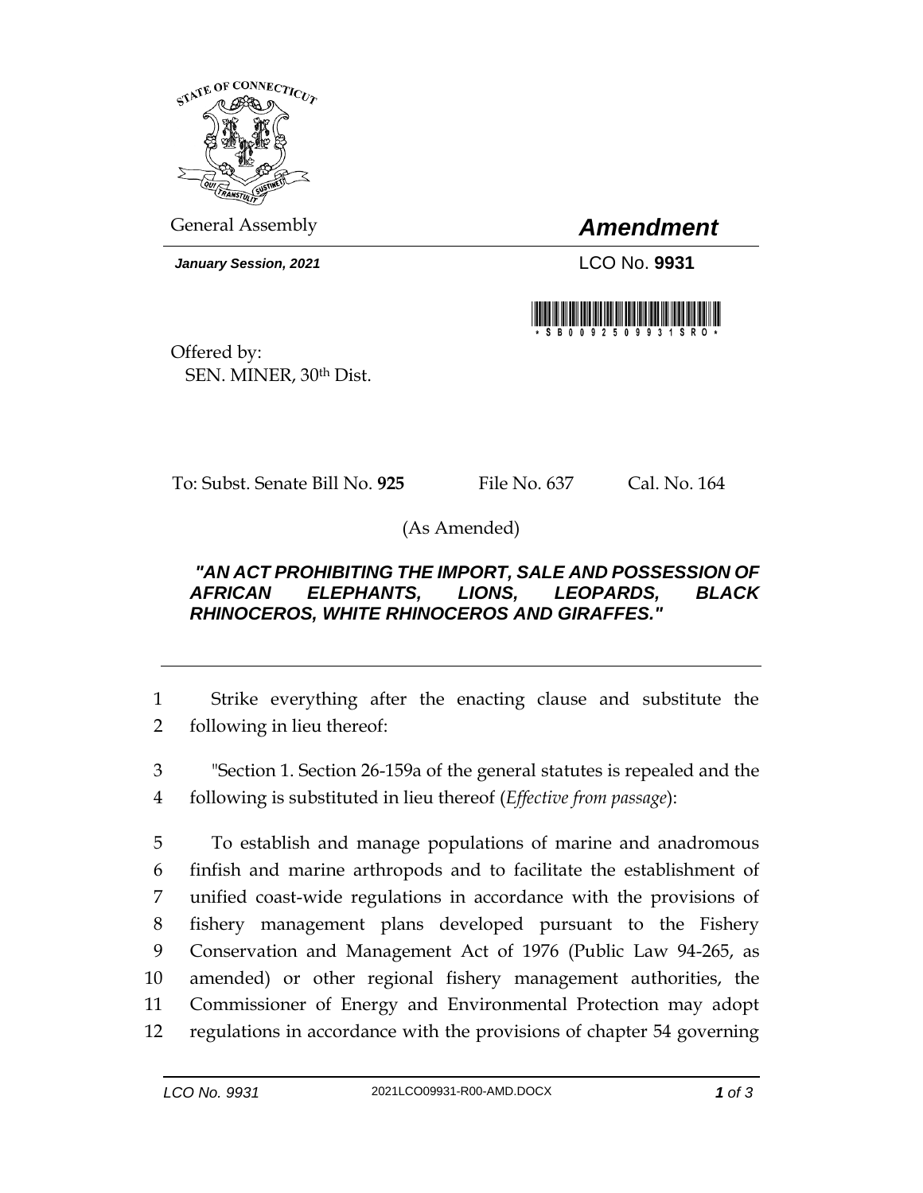General Assembly

# *Amendment*

***January Session, 2021***

LCO No. **9931**

\* S B 0 0 9 2 5 0 9 9 3 1 S R O \*

Offered by:
SEN. MINER, 30th Dist.

To: Subst. Senate Bill No. **925** File No. 637 Cal. No. 164

(As Amended)

***"AN ACT PROHIBITING THE IMPORT, SALE AND POSSESSION OF AFRICAN ELEPHANTS, LIONS, LEOPARDS, BLACK RHINOCEROS, WHITE RHINOCEROS AND GIRAFFES."***

---

1 Strike everything after the enacting clause and substitute the
2 following in lieu thereof:

3 "Section 1. Section 26-159a of the general statutes is repealed and the
4 following is substituted in lieu thereof (*Effective from passage*):

5 To establish and manage populations of marine and anadromous
6 finfish and marine arthropods and to facilitate the establishment of
7 unified coast-wide regulations in accordance with the provisions of
8 fishery management plans developed pursuant to the Fishery
9 Conservation and Management Act of 1976 (Public Law 94-265, as
10 amended) or other regional fishery management authorities, the
11 Commissioner of Energy and Environmental Protection may adopt
12 regulations in accordance with the provisions of chapter 54 governing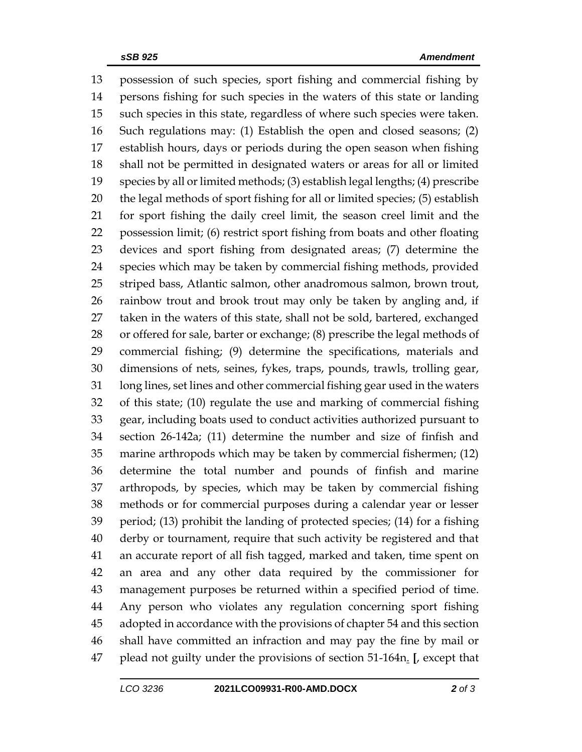13 possession of such species, sport fishing and commercial fishing by
14 persons fishing for such species in the waters of this state or landing
15 such species in this state, regardless of where such species were taken.
16 Such regulations may: (1) Establish the open and closed seasons; (2)
17 establish hours, days or periods during the open season when fishing
18 shall not be permitted in designated waters or areas for all or limited
19 species by all or limited methods; (3) establish legal lengths; (4) prescribe
20 the legal methods of sport fishing for all or limited species; (5) establish
21 for sport fishing the daily creel limit, the season creel limit and the
22 possession limit; (6) restrict sport fishing from boats and other floating
23 devices and sport fishing from designated areas; (7) determine the
24 species which may be taken by commercial fishing methods, provided
25 striped bass, Atlantic salmon, other anadromous salmon, brown trout,
26 rainbow trout and brook trout may only be taken by angling and, if
27 taken in the waters of this state, shall not be sold, bartered, exchanged
28 or offered for sale, barter or exchange; (8) prescribe the legal methods of
29 commercial fishing; (9) determine the specifications, materials and
30 dimensions of nets, seines, fykes, traps, pounds, trawls, trolling gear,
31 long lines, set lines and other commercial fishing gear used in the waters
32 of this state; (10) regulate the use and marking of commercial fishing
33 gear, including boats used to conduct activities authorized pursuant to
34 section 26-142a; (11) determine the number and size of finfish and
35 marine arthropods which may be taken by commercial fishermen; (12)
36 determine the total number and pounds of finfish and marine
37 arthropods, by species, which may be taken by commercial fishing
38 methods or for commercial purposes during a calendar year or lesser
39 period; (13) prohibit the landing of protected species; (14) for a fishing
40 derby or tournament, require that such activity be registered and that
41 an accurate report of all fish tagged, marked and taken, time spent on
42 an area and any other data required by the commissioner for
43 management purposes be returned within a specified period of time.
44 Any person who violates any regulation concerning sport fishing
45 adopted in accordance with the provisions of chapter 54 and this section
46 shall have committed an infraction and may pay the fine by mail or
47 plead not guilty under the provisions of section 51-164n. **[**, except that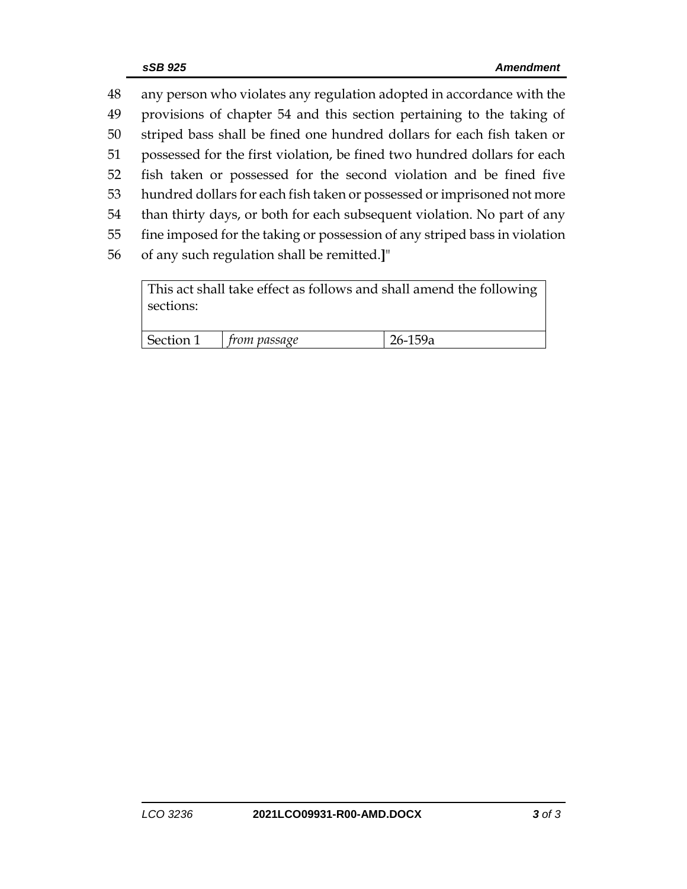48 any person who violates any regulation adopted in accordance with the
49 provisions of chapter 54 and this section pertaining to the taking of
50 striped bass shall be fined one hundred dollars for each fish taken or
51 possessed for the first violation, be fined two hundred dollars for each
52 fish taken or possessed for the second violation and be fined five
53 hundred dollars for each fish taken or possessed or imprisoned not more
54 than thirty days, or both for each subsequent violation. No part of any
55 fine imposed for the taking or possession of any striped bass in violation
56 of any such regulation shall be remitted.**]**"

| This act shall take effect as follows and shall amend the following sections: | | |
|---|---|---|
| Section 1 | *from passage* | 26-159a |